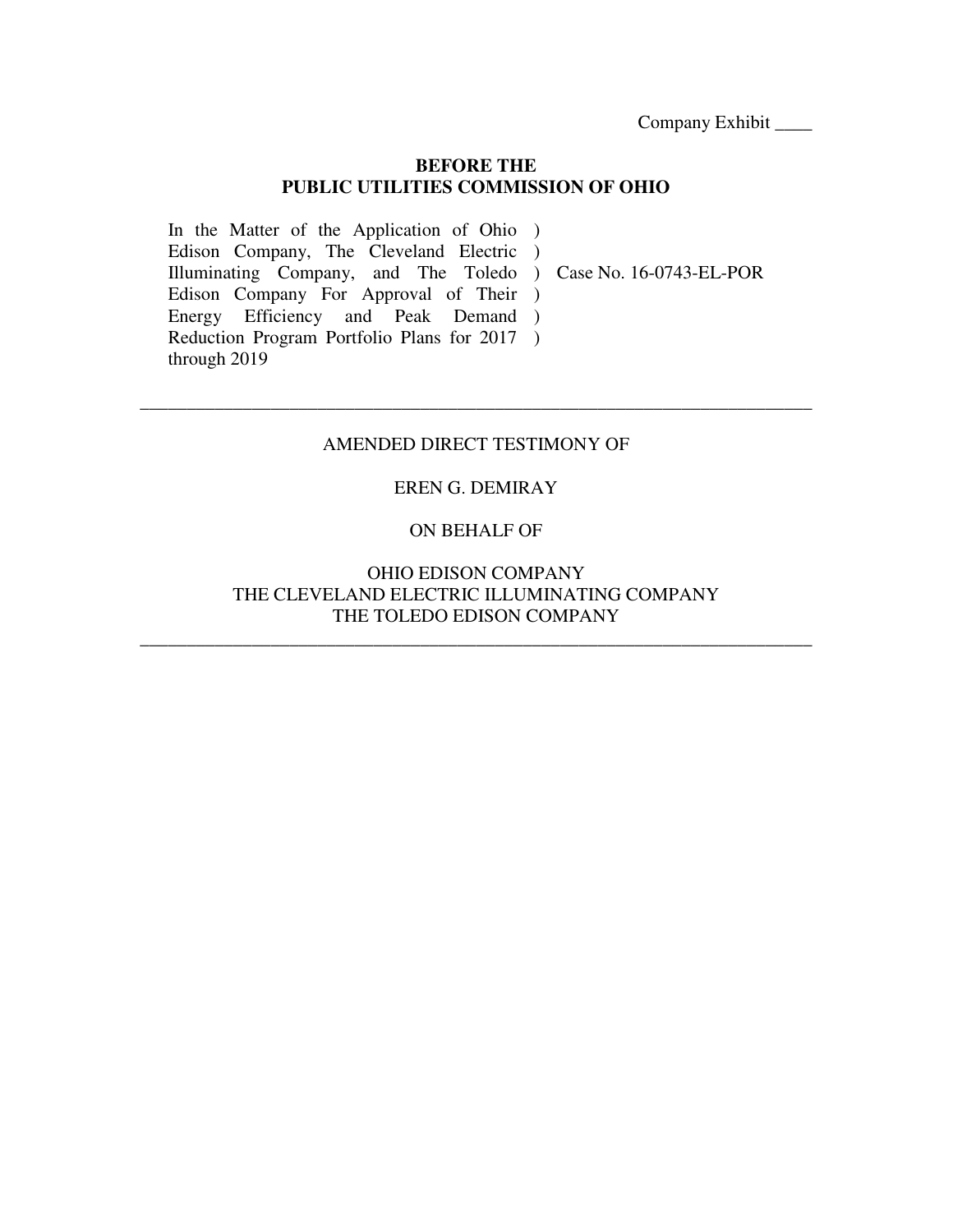Company Exhibit ____

**BEFORE THE**
**PUBLIC UTILITIES COMMISSION OF OHIO**

| | | |
|---|---|---|
| In the Matter of the Application of Ohio Edison Company, The Cleveland Electric Illuminating Company, and The Toledo Edison Company For Approval of Their Energy Efficiency and Peak Demand Reduction Program Portfolio Plans for 2017 through 2019 | ) ) ) ) ) ) | Case No. 16-0743-EL-POR |

---

AMENDED DIRECT TESTIMONY OF

EREN G. DEMIRAY

ON BEHALF OF

OHIO EDISON COMPANY
THE CLEVELAND ELECTRIC ILLUMINATING COMPANY
THE TOLEDO EDISON COMPANY

---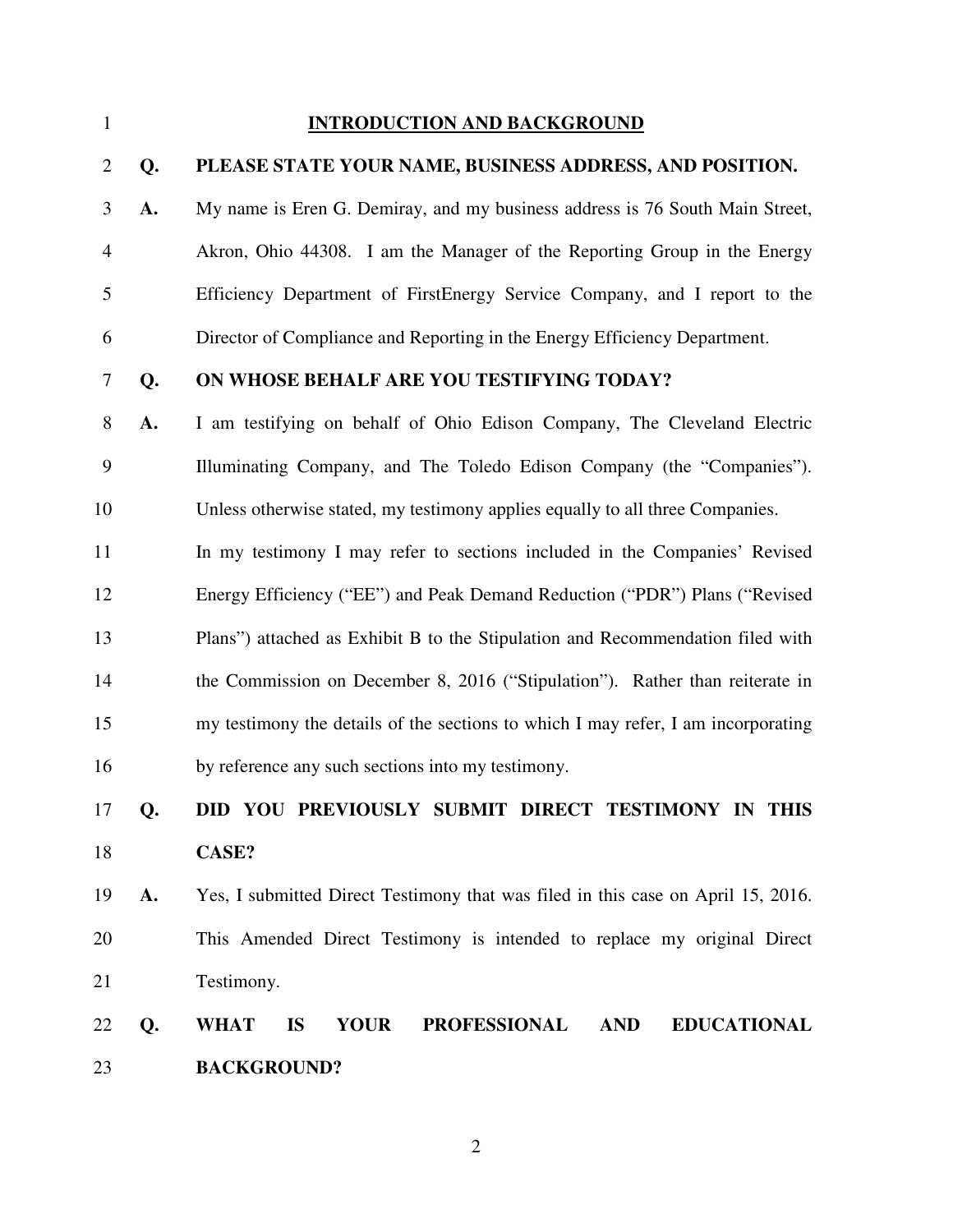## INTRODUCTION AND BACKGROUND

**Q. PLEASE STATE YOUR NAME, BUSINESS ADDRESS, AND POSITION.**

**A.** My name is Eren G. Demiray, and my business address is 76 South Main Street, Akron, Ohio 44308. I am the Manager of the Reporting Group in the Energy Efficiency Department of FirstEnergy Service Company, and I report to the Director of Compliance and Reporting in the Energy Efficiency Department.

**Q. ON WHOSE BEHALF ARE YOU TESTIFYING TODAY?**

**A.** I am testifying on behalf of Ohio Edison Company, The Cleveland Electric Illuminating Company, and The Toledo Edison Company (the "Companies"). Unless otherwise stated, my testimony applies equally to all three Companies.

In my testimony I may refer to sections included in the Companies' Revised Energy Efficiency ("EE") and Peak Demand Reduction ("PDR") Plans ("Revised Plans") attached as Exhibit B to the Stipulation and Recommendation filed with the Commission on December 8, 2016 ("Stipulation"). Rather than reiterate in my testimony the details of the sections to which I may refer, I am incorporating by reference any such sections into my testimony.

**Q. DID YOU PREVIOUSLY SUBMIT DIRECT TESTIMONY IN THIS CASE?**

**A.** Yes, I submitted Direct Testimony that was filed in this case on April 15, 2016. This Amended Direct Testimony is intended to replace my original Direct Testimony.

**Q. WHAT IS YOUR PROFESSIONAL AND EDUCATIONAL BACKGROUND?**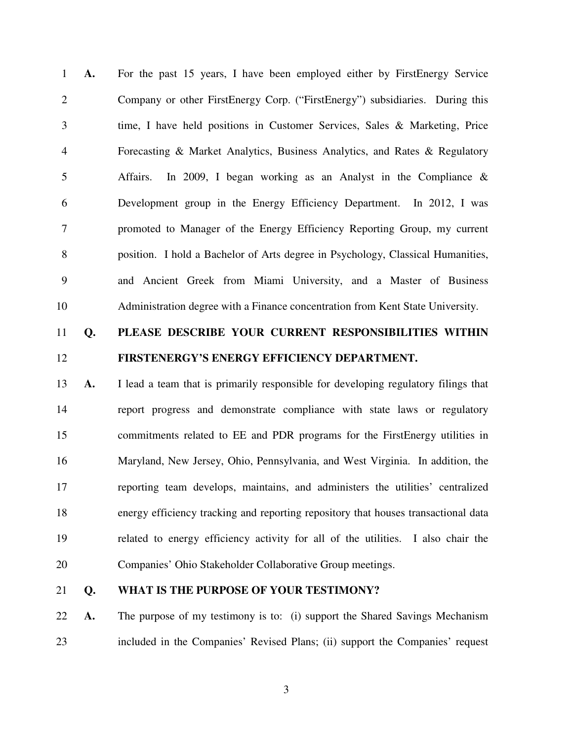**A.** For the past 15 years, I have been employed either by FirstEnergy Service Company or other FirstEnergy Corp. ("FirstEnergy") subsidiaries. During this time, I have held positions in Customer Services, Sales & Marketing, Price Forecasting & Market Analytics, Business Analytics, and Rates & Regulatory Affairs. In 2009, I began working as an Analyst in the Compliance & Development group in the Energy Efficiency Department. In 2012, I was promoted to Manager of the Energy Efficiency Reporting Group, my current position. I hold a Bachelor of Arts degree in Psychology, Classical Humanities, and Ancient Greek from Miami University, and a Master of Business Administration degree with a Finance concentration from Kent State University.

**Q. PLEASE DESCRIBE YOUR CURRENT RESPONSIBILITIES WITHIN FIRSTENERGY'S ENERGY EFFICIENCY DEPARTMENT.**

**A.** I lead a team that is primarily responsible for developing regulatory filings that report progress and demonstrate compliance with state laws or regulatory commitments related to EE and PDR programs for the FirstEnergy utilities in Maryland, New Jersey, Ohio, Pennsylvania, and West Virginia. In addition, the reporting team develops, maintains, and administers the utilities' centralized energy efficiency tracking and reporting repository that houses transactional data related to energy efficiency activity for all of the utilities. I also chair the Companies' Ohio Stakeholder Collaborative Group meetings.

**Q. WHAT IS THE PURPOSE OF YOUR TESTIMONY?**

**A.** The purpose of my testimony is to: (i) support the Shared Savings Mechanism included in the Companies' Revised Plans; (ii) support the Companies' request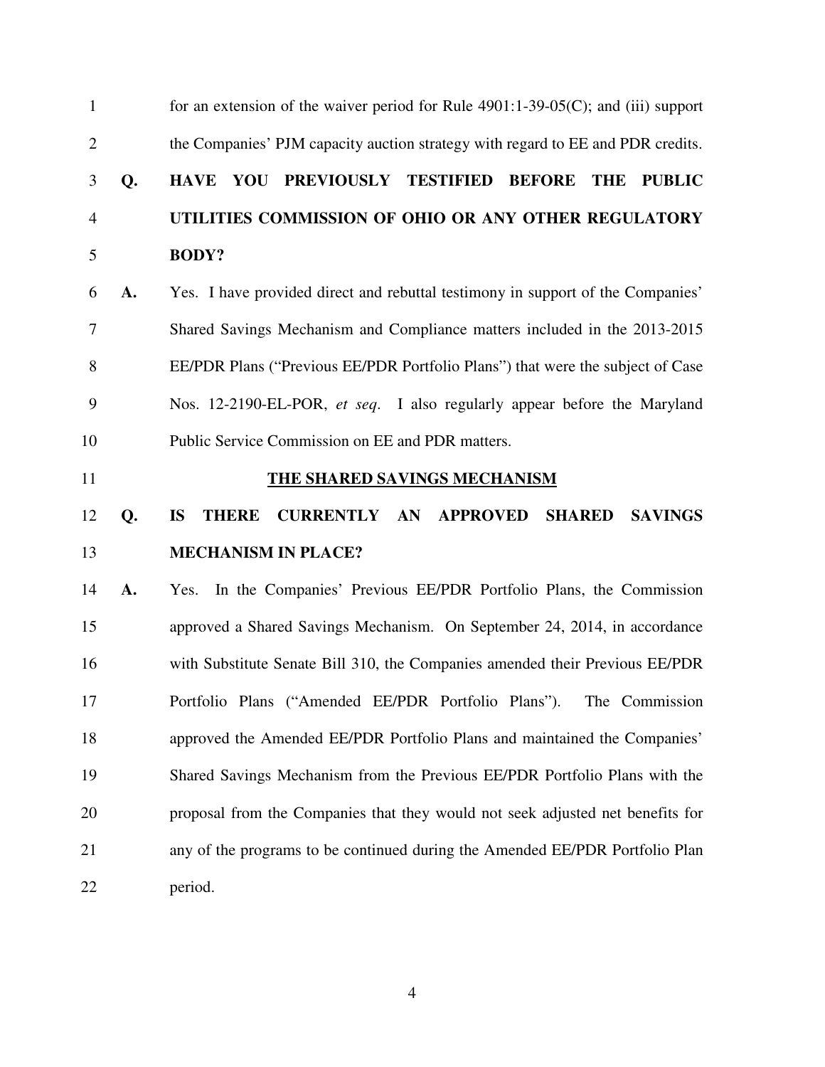for an extension of the waiver period for Rule 4901:1-39-05(C); and (iii) support the Companies' PJM capacity auction strategy with regard to EE and PDR credits.

**Q. HAVE YOU PREVIOUSLY TESTIFIED BEFORE THE PUBLIC UTILITIES COMMISSION OF OHIO OR ANY OTHER REGULATORY BODY?**

**A.** Yes. I have provided direct and rebuttal testimony in support of the Companies' Shared Savings Mechanism and Compliance matters included in the 2013-2015 EE/PDR Plans ("Previous EE/PDR Portfolio Plans") that were the subject of Case Nos. 12-2190-EL-POR, *et seq*. I also regularly appear before the Maryland Public Service Commission on EE and PDR matters.

## THE SHARED SAVINGS MECHANISM

**Q. IS THERE CURRENTLY AN APPROVED SHARED SAVINGS MECHANISM IN PLACE?**

**A.** Yes. In the Companies' Previous EE/PDR Portfolio Plans, the Commission approved a Shared Savings Mechanism. On September 24, 2014, in accordance with Substitute Senate Bill 310, the Companies amended their Previous EE/PDR Portfolio Plans ("Amended EE/PDR Portfolio Plans"). The Commission approved the Amended EE/PDR Portfolio Plans and maintained the Companies' Shared Savings Mechanism from the Previous EE/PDR Portfolio Plans with the proposal from the Companies that they would not seek adjusted net benefits for any of the programs to be continued during the Amended EE/PDR Portfolio Plan period.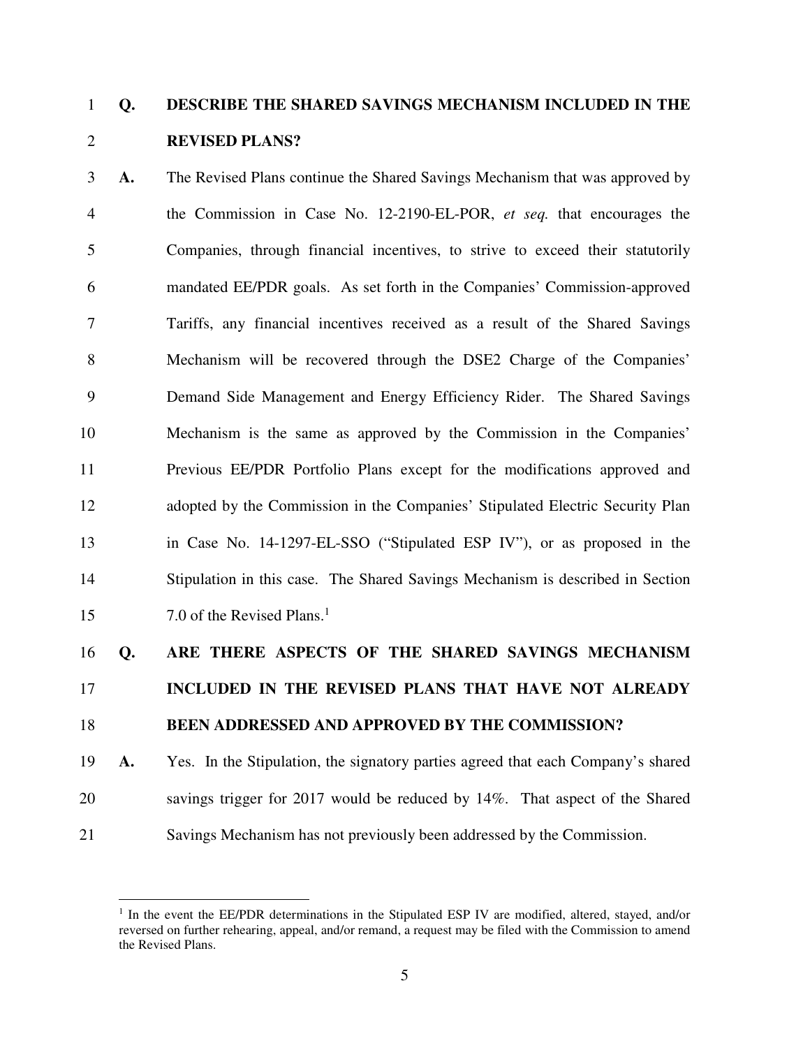**Q. DESCRIBE THE SHARED SAVINGS MECHANISM INCLUDED IN THE REVISED PLANS?**

**A.** The Revised Plans continue the Shared Savings Mechanism that was approved by the Commission in Case No. 12-2190-EL-POR, *et seq.* that encourages the Companies, through financial incentives, to strive to exceed their statutorily mandated EE/PDR goals. As set forth in the Companies' Commission-approved Tariffs, any financial incentives received as a result of the Shared Savings Mechanism will be recovered through the DSE2 Charge of the Companies' Demand Side Management and Energy Efficiency Rider. The Shared Savings Mechanism is the same as approved by the Commission in the Companies' Previous EE/PDR Portfolio Plans except for the modifications approved and adopted by the Commission in the Companies' Stipulated Electric Security Plan in Case No. 14-1297-EL-SSO ("Stipulated ESP IV"), or as proposed in the Stipulation in this case. The Shared Savings Mechanism is described in Section 7.0 of the Revised Plans.[1]

**Q. ARE THERE ASPECTS OF THE SHARED SAVINGS MECHANISM INCLUDED IN THE REVISED PLANS THAT HAVE NOT ALREADY BEEN ADDRESSED AND APPROVED BY THE COMMISSION?**

**A.** Yes. In the Stipulation, the signatory parties agreed that each Company's shared savings trigger for 2017 would be reduced by 14%. That aspect of the Shared Savings Mechanism has not previously been addressed by the Commission.

---

[1] In the event the EE/PDR determinations in the Stipulated ESP IV are modified, altered, stayed, and/or reversed on further rehearing, appeal, and/or remand, a request may be filed with the Commission to amend the Revised Plans.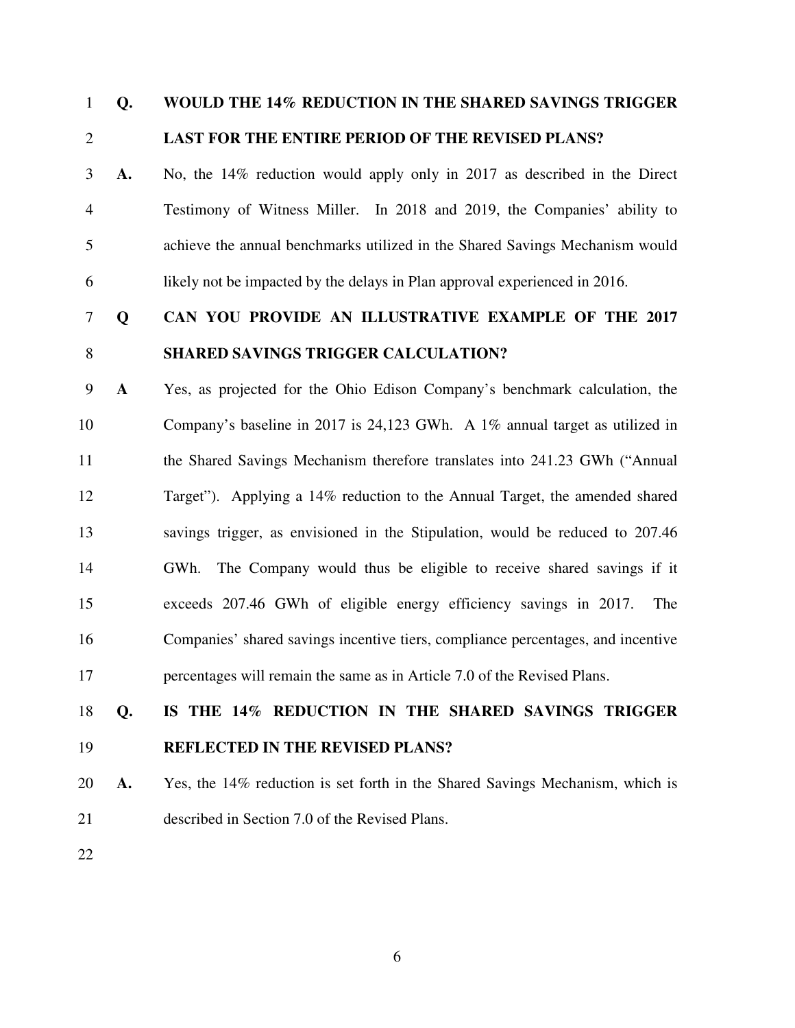**Q. WOULD THE 14% REDUCTION IN THE SHARED SAVINGS TRIGGER LAST FOR THE ENTIRE PERIOD OF THE REVISED PLANS?**

**A.** No, the 14% reduction would apply only in 2017 as described in the Direct Testimony of Witness Miller. In 2018 and 2019, the Companies' ability to achieve the annual benchmarks utilized in the Shared Savings Mechanism would likely not be impacted by the delays in Plan approval experienced in 2016.

**Q CAN YOU PROVIDE AN ILLUSTRATIVE EXAMPLE OF THE 2017 SHARED SAVINGS TRIGGER CALCULATION?**

**A** Yes, as projected for the Ohio Edison Company's benchmark calculation, the Company's baseline in 2017 is 24,123 GWh. A 1% annual target as utilized in the Shared Savings Mechanism therefore translates into 241.23 GWh ("Annual Target"). Applying a 14% reduction to the Annual Target, the amended shared savings trigger, as envisioned in the Stipulation, would be reduced to 207.46 GWh. The Company would thus be eligible to receive shared savings if it exceeds 207.46 GWh of eligible energy efficiency savings in 2017. The Companies' shared savings incentive tiers, compliance percentages, and incentive percentages will remain the same as in Article 7.0 of the Revised Plans.

**Q. IS THE 14% REDUCTION IN THE SHARED SAVINGS TRIGGER REFLECTED IN THE REVISED PLANS?**

**A.** Yes, the 14% reduction is set forth in the Shared Savings Mechanism, which is described in Section 7.0 of the Revised Plans.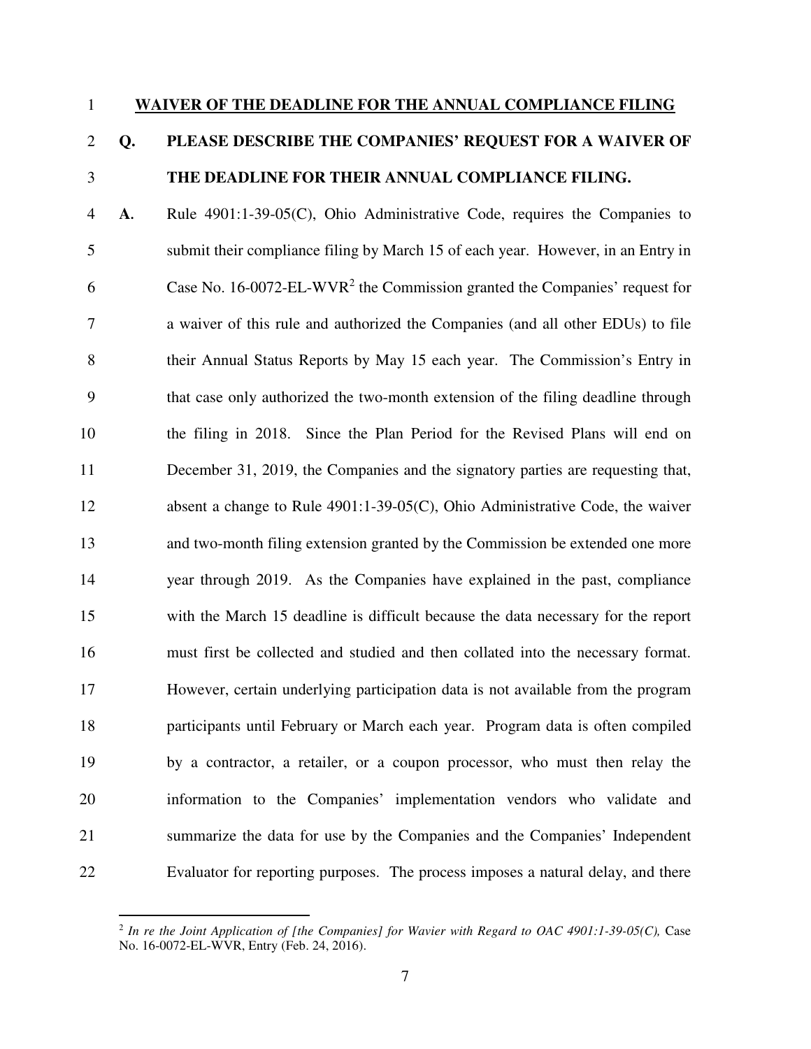**WAIVER OF THE DEADLINE FOR THE ANNUAL COMPLIANCE FILING**

**Q. PLEASE DESCRIBE THE COMPANIES' REQUEST FOR A WAIVER OF THE DEADLINE FOR THEIR ANNUAL COMPLIANCE FILING.**

**A.** Rule 4901:1-39-05(C), Ohio Administrative Code, requires the Companies to submit their compliance filing by March 15 of each year. However, in an Entry in Case No. 16-0072-EL-WVR[2] the Commission granted the Companies' request for a waiver of this rule and authorized the Companies (and all other EDUs) to file their Annual Status Reports by May 15 each year. The Commission's Entry in that case only authorized the two-month extension of the filing deadline through the filing in 2018. Since the Plan Period for the Revised Plans will end on December 31, 2019, the Companies and the signatory parties are requesting that, absent a change to Rule 4901:1-39-05(C), Ohio Administrative Code, the waiver and two-month filing extension granted by the Commission be extended one more year through 2019. As the Companies have explained in the past, compliance with the March 15 deadline is difficult because the data necessary for the report must first be collected and studied and then collated into the necessary format. However, certain underlying participation data is not available from the program participants until February or March each year. Program data is often compiled by a contractor, a retailer, or a coupon processor, who must then relay the information to the Companies' implementation vendors who validate and summarize the data for use by the Companies and the Companies' Independent Evaluator for reporting purposes. The process imposes a natural delay, and there

[2] *In re the Joint Application of [the Companies] for Wavier with Regard to OAC 4901:1-39-05(C),* Case No. 16-0072-EL-WVR, Entry (Feb. 24, 2016).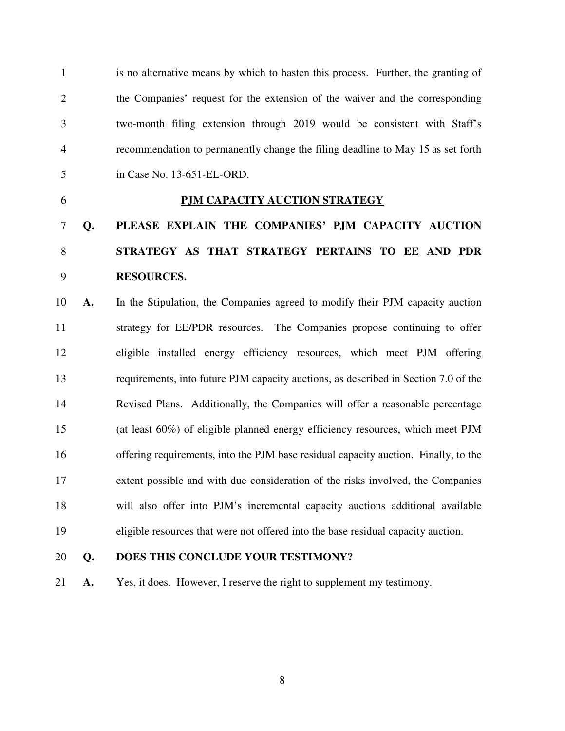is no alternative means by which to hasten this process. Further, the granting of the Companies' request for the extension of the waiver and the corresponding two-month filing extension through 2019 would be consistent with Staff's recommendation to permanently change the filing deadline to May 15 as set forth in Case No. 13-651-EL-ORD.

## PJM CAPACITY AUCTION STRATEGY

**Q. PLEASE EXPLAIN THE COMPANIES' PJM CAPACITY AUCTION STRATEGY AS THAT STRATEGY PERTAINS TO EE AND PDR RESOURCES.**

**A.** In the Stipulation, the Companies agreed to modify their PJM capacity auction strategy for EE/PDR resources. The Companies propose continuing to offer eligible installed energy efficiency resources, which meet PJM offering requirements, into future PJM capacity auctions, as described in Section 7.0 of the Revised Plans. Additionally, the Companies will offer a reasonable percentage (at least 60%) of eligible planned energy efficiency resources, which meet PJM offering requirements, into the PJM base residual capacity auction. Finally, to the extent possible and with due consideration of the risks involved, the Companies will also offer into PJM's incremental capacity auctions additional available eligible resources that were not offered into the base residual capacity auction.

**Q. DOES THIS CONCLUDE YOUR TESTIMONY?**

**A.** Yes, it does. However, I reserve the right to supplement my testimony.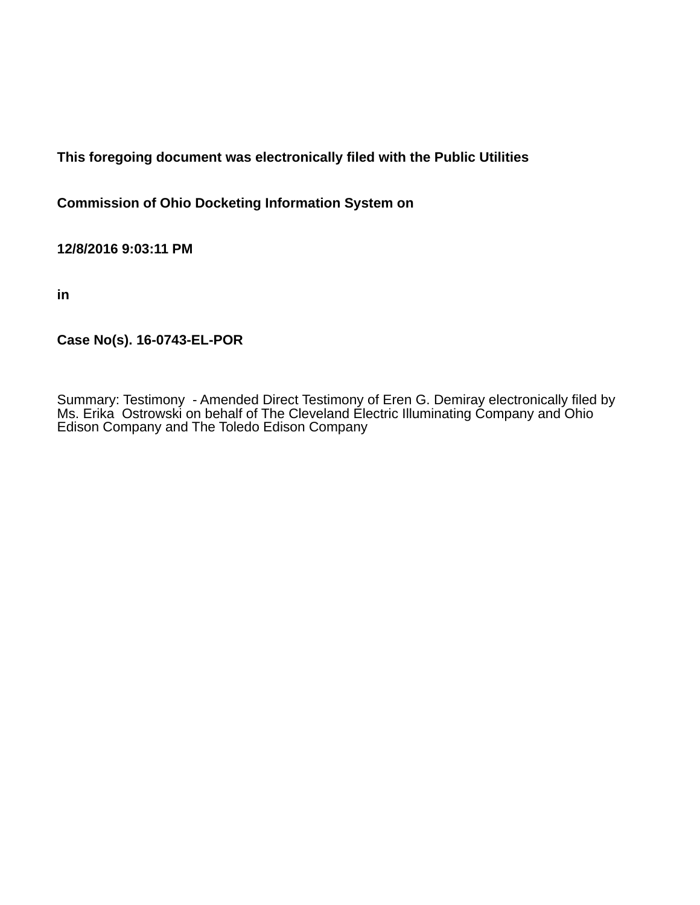**This foregoing document was electronically filed with the Public Utilities**

**Commission of Ohio Docketing Information System on**

**12/8/2016 9:03:11 PM**

**in**

**Case No(s). 16-0743-EL-POR**

Summary: Testimony - Amended Direct Testimony of Eren G. Demiray electronically filed by Ms. Erika Ostrowski on behalf of The Cleveland Electric Illuminating Company and Ohio Edison Company and The Toledo Edison Company